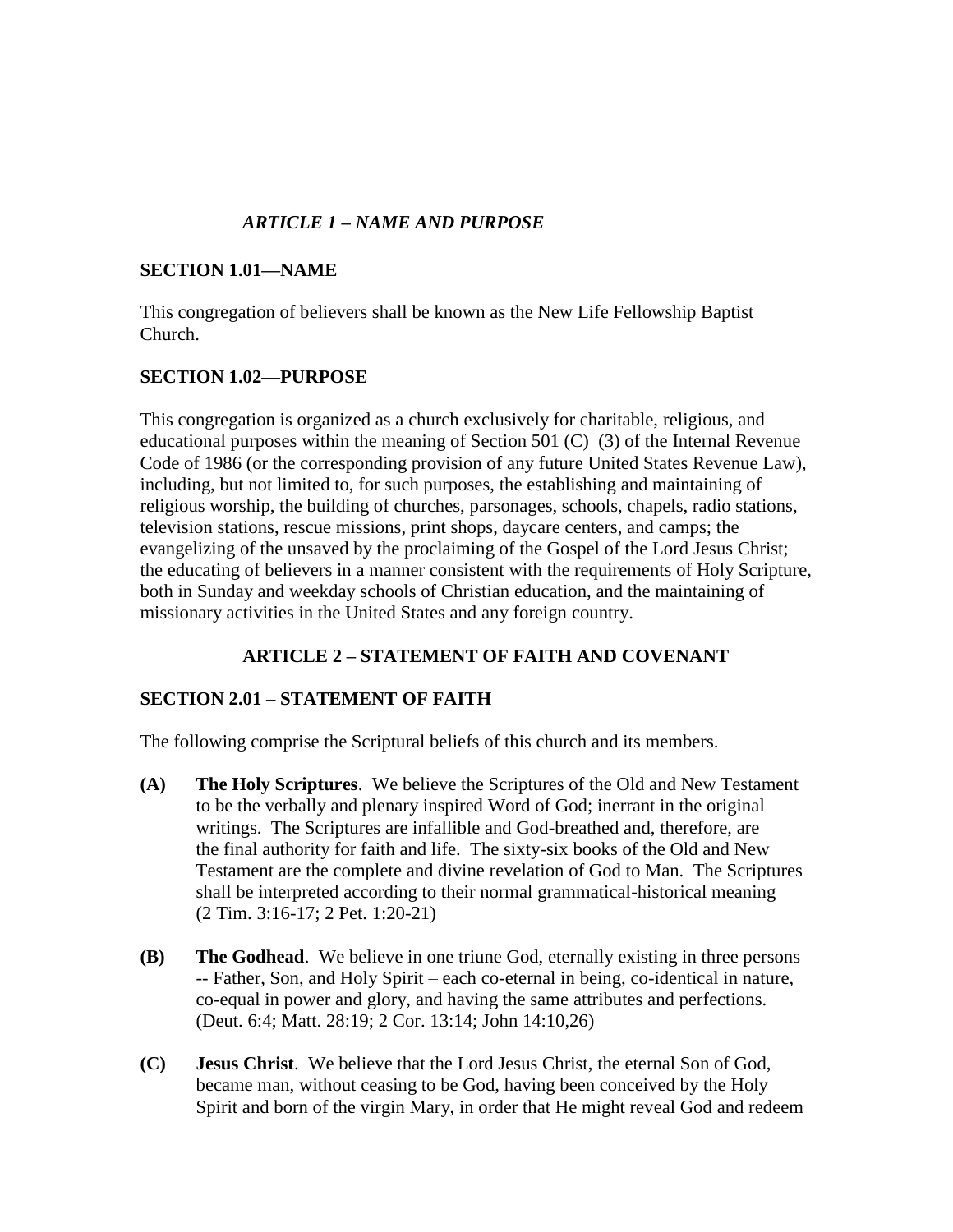## *ARTICLE 1 – NAME AND PURPOSE*

**SECTION 1.01—NAME**

This congregation of believers shall be known as the New Life Fellowship Baptist Church.

**SECTION 1.02—PURPOSE**

This congregation is organized as a church exclusively for charitable, religious, and educational purposes within the meaning of Section 501 (C) (3) of the Internal Revenue Code of 1986 (or the corresponding provision of any future United States Revenue Law), including, but not limited to, for such purposes, the establishing and maintaining of religious worship, the building of churches, parsonages, schools, chapels, radio stations, television stations, rescue missions, print shops, daycare centers, and camps; the evangelizing of the unsaved by the proclaiming of the Gospel of the Lord Jesus Christ; the educating of believers in a manner consistent with the requirements of Holy Scripture, both in Sunday and weekday schools of Christian education, and the maintaining of missionary activities in the United States and any foreign country.

## ARTICLE 2 – STATEMENT OF FAITH AND COVENANT

**SECTION 2.01 – STATEMENT OF FAITH**

The following comprise the Scriptural beliefs of this church and its members.

**(A)** **The Holy Scriptures**. We believe the Scriptures of the Old and New Testament to be the verbally and plenary inspired Word of God; inerrant in the original writings. The Scriptures are infallible and God-breathed and, therefore, are the final authority for faith and life. The sixty-six books of the Old and New Testament are the complete and divine revelation of God to Man. The Scriptures shall be interpreted according to their normal grammatical-historical meaning (2 Tim. 3:16-17; 2 Pet. 1:20-21)

**(B)** **The Godhead**. We believe in one triune God, eternally existing in three persons -- Father, Son, and Holy Spirit – each co-eternal in being, co-identical in nature, co-equal in power and glory, and having the same attributes and perfections. (Deut. 6:4; Matt. 28:19; 2 Cor. 13:14; John 14:10,26)

**(C)** **Jesus Christ**. We believe that the Lord Jesus Christ, the eternal Son of God, became man, without ceasing to be God, having been conceived by the Holy Spirit and born of the virgin Mary, in order that He might reveal God and redeem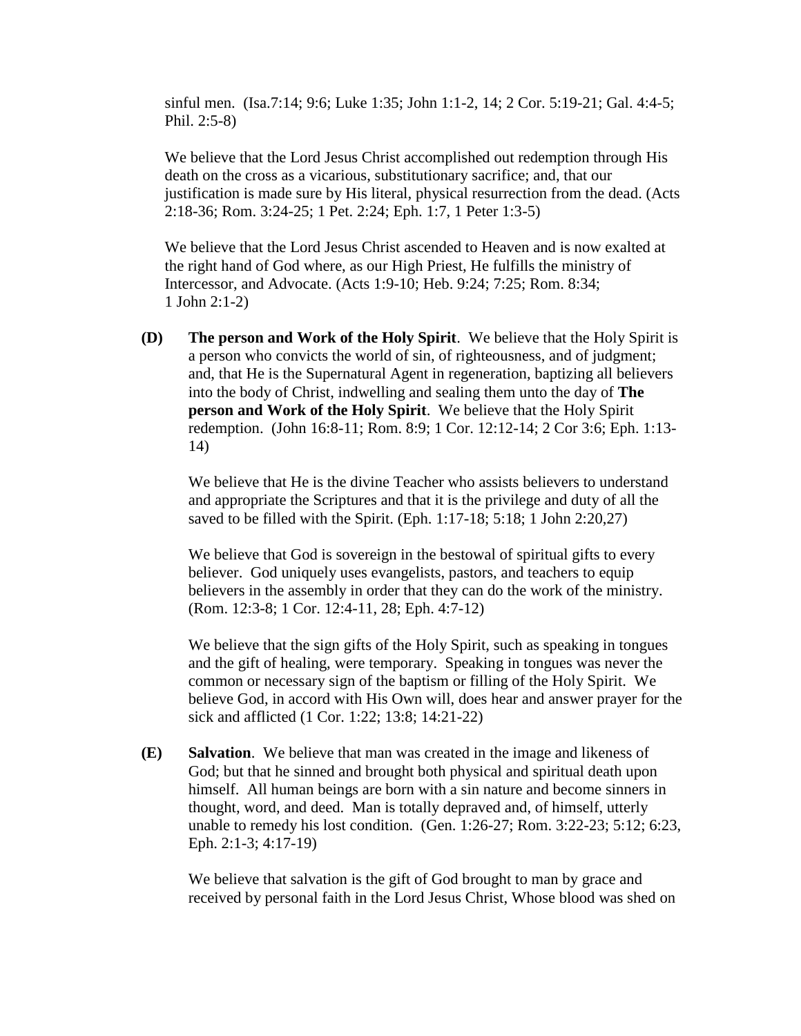sinful men. (Isa.7:14; 9:6; Luke 1:35; John 1:1-2, 14; 2 Cor. 5:19-21; Gal. 4:4-5; Phil. 2:5-8)

We believe that the Lord Jesus Christ accomplished out redemption through His death on the cross as a vicarious, substitutionary sacrifice; and, that our justification is made sure by His literal, physical resurrection from the dead. (Acts 2:18-36; Rom. 3:24-25; 1 Pet. 2:24; Eph. 1:7, 1 Peter 1:3-5)

We believe that the Lord Jesus Christ ascended to Heaven and is now exalted at the right hand of God where, as our High Priest, He fulfills the ministry of Intercessor, and Advocate. (Acts 1:9-10; Heb. 9:24; 7:25; Rom. 8:34; 1 John 2:1-2)

**(D)** **The person and Work of the Holy Spirit**. We believe that the Holy Spirit is a person who convicts the world of sin, of righteousness, and of judgment; and, that He is the Supernatural Agent in regeneration, baptizing all believers into the body of Christ, indwelling and sealing them unto the day of **The person and Work of the Holy Spirit**. We believe that the Holy Spirit redemption. (John 16:8-11; Rom. 8:9; 1 Cor. 12:12-14; 2 Cor 3:6; Eph. 1:13-14)

We believe that He is the divine Teacher who assists believers to understand and appropriate the Scriptures and that it is the privilege and duty of all the saved to be filled with the Spirit. (Eph. 1:17-18; 5:18; 1 John 2:20,27)

We believe that God is sovereign in the bestowal of spiritual gifts to every believer. God uniquely uses evangelists, pastors, and teachers to equip believers in the assembly in order that they can do the work of the ministry. (Rom. 12:3-8; 1 Cor. 12:4-11, 28; Eph. 4:7-12)

We believe that the sign gifts of the Holy Spirit, such as speaking in tongues and the gift of healing, were temporary. Speaking in tongues was never the common or necessary sign of the baptism or filling of the Holy Spirit. We believe God, in accord with His Own will, does hear and answer prayer for the sick and afflicted (1 Cor. 1:22; 13:8; 14:21-22)

**(E)** **Salvation**. We believe that man was created in the image and likeness of God; but that he sinned and brought both physical and spiritual death upon himself. All human beings are born with a sin nature and become sinners in thought, word, and deed. Man is totally depraved and, of himself, utterly unable to remedy his lost condition. (Gen. 1:26-27; Rom. 3:22-23; 5:12; 6:23, Eph. 2:1-3; 4:17-19)

We believe that salvation is the gift of God brought to man by grace and received by personal faith in the Lord Jesus Christ, Whose blood was shed on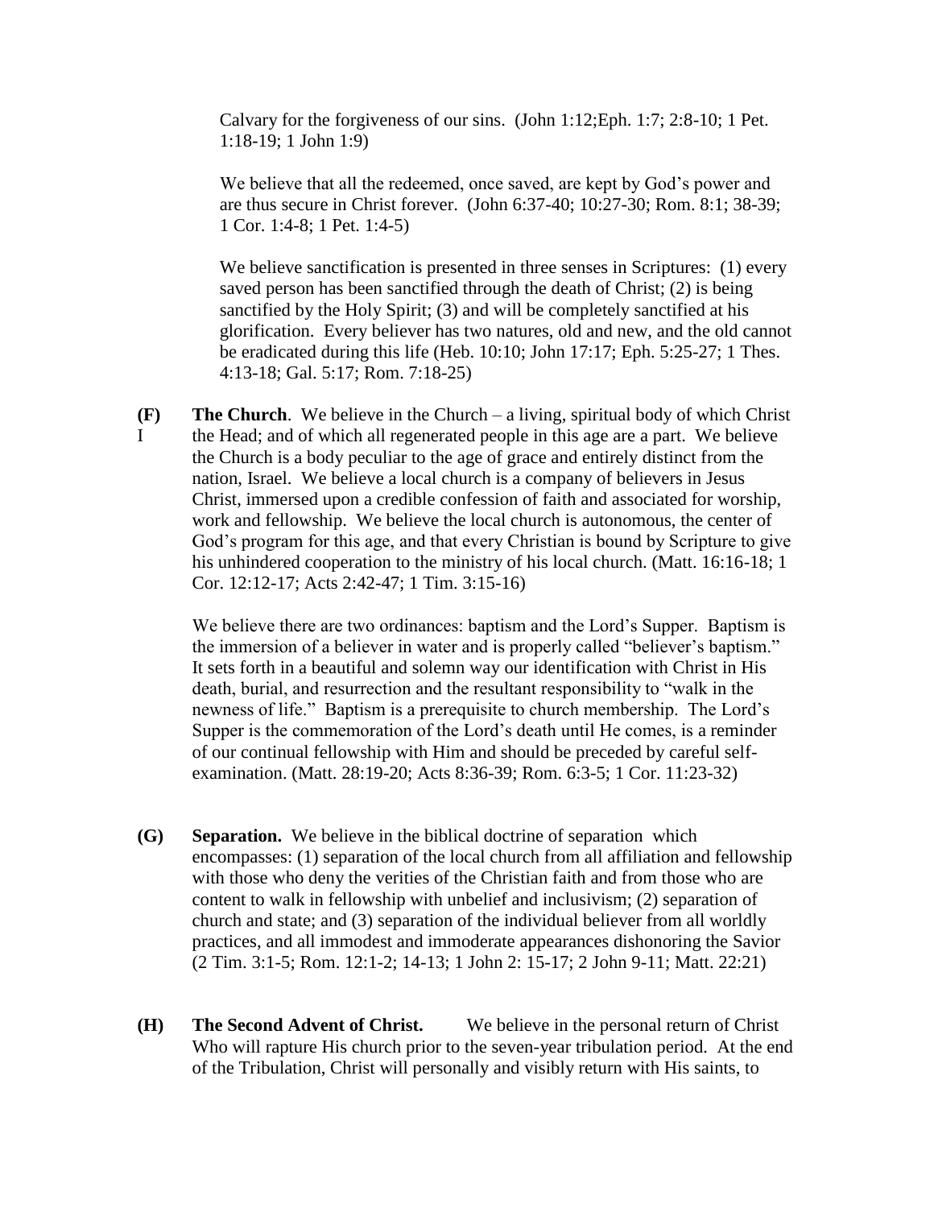Calvary for the forgiveness of our sins. (John 1:12;Eph. 1:7; 2:8-10; 1 Pet. 1:18-19; 1 John 1:9)

We believe that all the redeemed, once saved, are kept by God's power and are thus secure in Christ forever. (John 6:37-40; 10:27-30; Rom. 8:1; 38-39; 1 Cor. 1:4-8; 1 Pet. 1:4-5)

We believe sanctification is presented in three senses in Scriptures: (1) every saved person has been sanctified through the death of Christ; (2) is being sanctified by the Holy Spirit; (3) and will be completely sanctified at his glorification. Every believer has two natures, old and new, and the old cannot be eradicated during this life (Heb. 10:10; John 17:17; Eph. 5:25-27; 1 Thes. 4:13-18; Gal. 5:17; Rom. 7:18-25)

**(F)** **The Church**. We believe in the Church – a living, spiritual body of which Christ I the Head; and of which all regenerated people in this age are a part. We believe the Church is a body peculiar to the age of grace and entirely distinct from the nation, Israel. We believe a local church is a company of believers in Jesus Christ, immersed upon a credible confession of faith and associated for worship, work and fellowship. We believe the local church is autonomous, the center of God's program for this age, and that every Christian is bound by Scripture to give his unhindered cooperation to the ministry of his local church. (Matt. 16:16-18; 1 Cor. 12:12-17; Acts 2:42-47; 1 Tim. 3:15-16)

We believe there are two ordinances: baptism and the Lord's Supper. Baptism is the immersion of a believer in water and is properly called "believer's baptism." It sets forth in a beautiful and solemn way our identification with Christ in His death, burial, and resurrection and the resultant responsibility to "walk in the newness of life." Baptism is a prerequisite to church membership. The Lord's Supper is the commemoration of the Lord's death until He comes, is a reminder of our continual fellowship with Him and should be preceded by careful self-examination. (Matt. 28:19-20; Acts 8:36-39; Rom. 6:3-5; 1 Cor. 11:23-32)

**(G)** **Separation.** We believe in the biblical doctrine of separation which encompasses: (1) separation of the local church from all affiliation and fellowship with those who deny the verities of the Christian faith and from those who are content to walk in fellowship with unbelief and inclusivism; (2) separation of church and state; and (3) separation of the individual believer from all worldly practices, and all immodest and immoderate appearances dishonoring the Savior (2 Tim. 3:1-5; Rom. 12:1-2; 14-13; 1 John 2: 15-17; 2 John 9-11; Matt. 22:21)

**(H)** **The Second Advent of Christ.** We believe in the personal return of Christ Who will rapture His church prior to the seven-year tribulation period. At the end of the Tribulation, Christ will personally and visibly return with His saints, to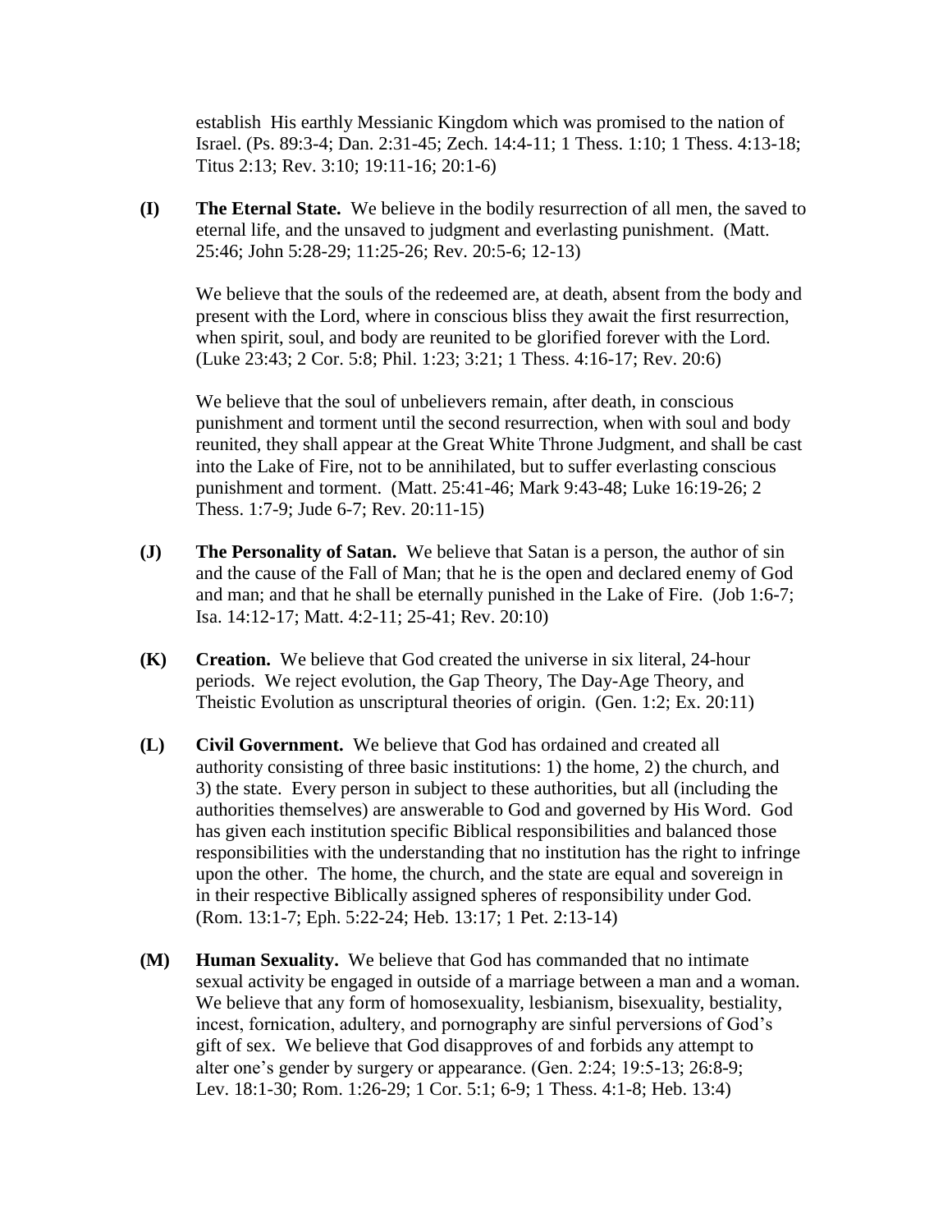establish His earthly Messianic Kingdom which was promised to the nation of Israel. (Ps. 89:3-4; Dan. 2:31-45; Zech. 14:4-11; 1 Thess. 1:10; 1 Thess. 4:13-18; Titus 2:13; Rev. 3:10; 19:11-16; 20:1-6)

**(I) The Eternal State.** We believe in the bodily resurrection of all men, the saved to eternal life, and the unsaved to judgment and everlasting punishment. (Matt. 25:46; John 5:28-29; 11:25-26; Rev. 20:5-6; 12-13)

We believe that the souls of the redeemed are, at death, absent from the body and present with the Lord, where in conscious bliss they await the first resurrection, when spirit, soul, and body are reunited to be glorified forever with the Lord. (Luke 23:43; 2 Cor. 5:8; Phil. 1:23; 3:21; 1 Thess. 4:16-17; Rev. 20:6)

We believe that the soul of unbelievers remain, after death, in conscious punishment and torment until the second resurrection, when with soul and body reunited, they shall appear at the Great White Throne Judgment, and shall be cast into the Lake of Fire, not to be annihilated, but to suffer everlasting conscious punishment and torment. (Matt. 25:41-46; Mark 9:43-48; Luke 16:19-26; 2 Thess. 1:7-9; Jude 6-7; Rev. 20:11-15)

**(J) The Personality of Satan.** We believe that Satan is a person, the author of sin and the cause of the Fall of Man; that he is the open and declared enemy of God and man; and that he shall be eternally punished in the Lake of Fire. (Job 1:6-7; Isa. 14:12-17; Matt. 4:2-11; 25-41; Rev. 20:10)

**(K) Creation.** We believe that God created the universe in six literal, 24-hour periods. We reject evolution, the Gap Theory, The Day-Age Theory, and Theistic Evolution as unscriptural theories of origin. (Gen. 1:2; Ex. 20:11)

**(L) Civil Government.** We believe that God has ordained and created all authority consisting of three basic institutions: 1) the home, 2) the church, and 3) the state. Every person in subject to these authorities, but all (including the authorities themselves) are answerable to God and governed by His Word. God has given each institution specific Biblical responsibilities and balanced those responsibilities with the understanding that no institution has the right to infringe upon the other. The home, the church, and the state are equal and sovereign in in their respective Biblically assigned spheres of responsibility under God. (Rom. 13:1-7; Eph. 5:22-24; Heb. 13:17; 1 Pet. 2:13-14)

**(M) Human Sexuality.** We believe that God has commanded that no intimate sexual activity be engaged in outside of a marriage between a man and a woman. We believe that any form of homosexuality, lesbianism, bisexuality, bestiality, incest, fornication, adultery, and pornography are sinful perversions of God's gift of sex. We believe that God disapproves of and forbids any attempt to alter one's gender by surgery or appearance. (Gen. 2:24; 19:5-13; 26:8-9; Lev. 18:1-30; Rom. 1:26-29; 1 Cor. 5:1; 6-9; 1 Thess. 4:1-8; Heb. 13:4)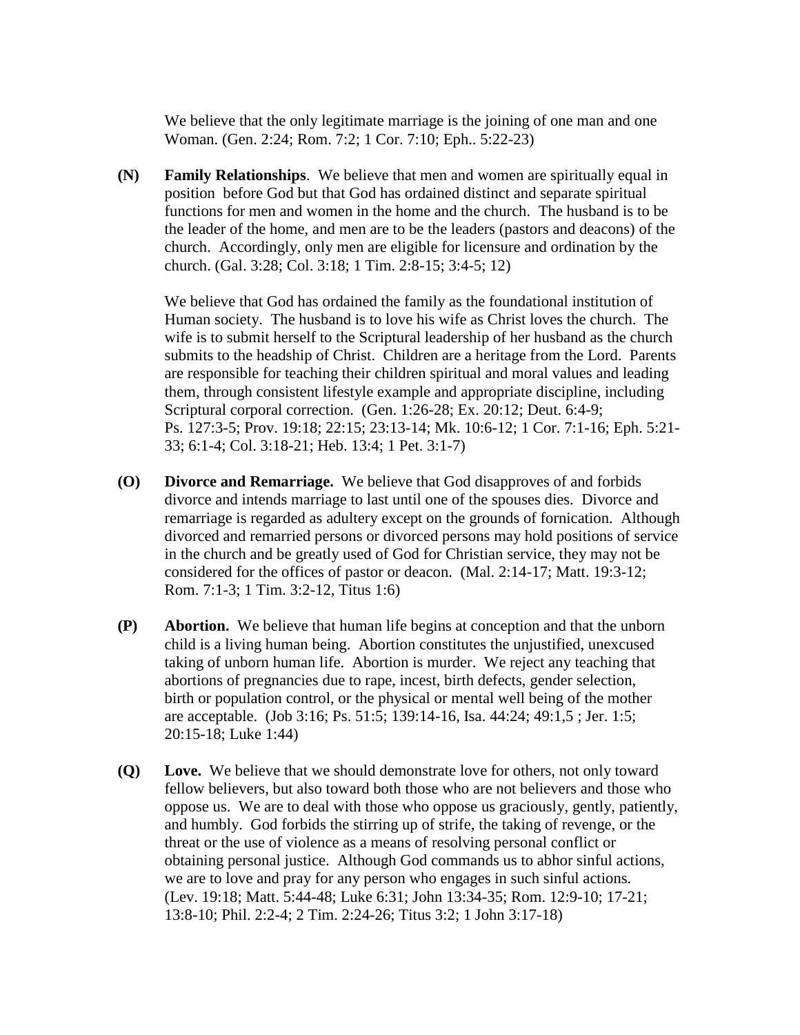We believe that the only legitimate marriage is the joining of one man and one Woman. (Gen. 2:24; Rom. 7:2; 1 Cor. 7:10; Eph.. 5:22-23)

**(N)** **Family Relationships**. We believe that men and women are spiritually equal in position before God but that God has ordained distinct and separate spiritual functions for men and women in the home and the church. The husband is to be the leader of the home, and men are to be the leaders (pastors and deacons) of the church. Accordingly, only men are eligible for licensure and ordination by the church. (Gal. 3:28; Col. 3:18; 1 Tim. 2:8-15; 3:4-5; 12)

We believe that God has ordained the family as the foundational institution of Human society. The husband is to love his wife as Christ loves the church. The wife is to submit herself to the Scriptural leadership of her husband as the church submits to the headship of Christ. Children are a heritage from the Lord. Parents are responsible for teaching their children spiritual and moral values and leading them, through consistent lifestyle example and appropriate discipline, including Scriptural corporal correction. (Gen. 1:26-28; Ex. 20:12; Deut. 6:4-9; Ps. 127:3-5; Prov. 19:18; 22:15; 23:13-14; Mk. 10:6-12; 1 Cor. 7:1-16; Eph. 5:21-33; 6:1-4; Col. 3:18-21; Heb. 13:4; 1 Pet. 3:1-7)

**(O)** **Divorce and Remarriage.** We believe that God disapproves of and forbids divorce and intends marriage to last until one of the spouses dies. Divorce and remarriage is regarded as adultery except on the grounds of fornication. Although divorced and remarried persons or divorced persons may hold positions of service in the church and be greatly used of God for Christian service, they may not be considered for the offices of pastor or deacon. (Mal. 2:14-17; Matt. 19:3-12; Rom. 7:1-3; 1 Tim. 3:2-12, Titus 1:6)

**(P)** **Abortion.** We believe that human life begins at conception and that the unborn child is a living human being. Abortion constitutes the unjustified, unexcused taking of unborn human life. Abortion is murder. We reject any teaching that abortions of pregnancies due to rape, incest, birth defects, gender selection, birth or population control, or the physical or mental well being of the mother are acceptable. (Job 3:16; Ps. 51:5; 139:14-16, Isa. 44:24; 49:1,5 ; Jer. 1:5; 20:15-18; Luke 1:44)

**(Q)** **Love.** We believe that we should demonstrate love for others, not only toward fellow believers, but also toward both those who are not believers and those who oppose us. We are to deal with those who oppose us graciously, gently, patiently, and humbly. God forbids the stirring up of strife, the taking of revenge, or the threat or the use of violence as a means of resolving personal conflict or obtaining personal justice. Although God commands us to abhor sinful actions, we are to love and pray for any person who engages in such sinful actions. (Lev. 19:18; Matt. 5:44-48; Luke 6:31; John 13:34-35; Rom. 12:9-10; 17-21; 13:8-10; Phil. 2:2-4; 2 Tim. 2:24-26; Titus 3:2; 1 John 3:17-18)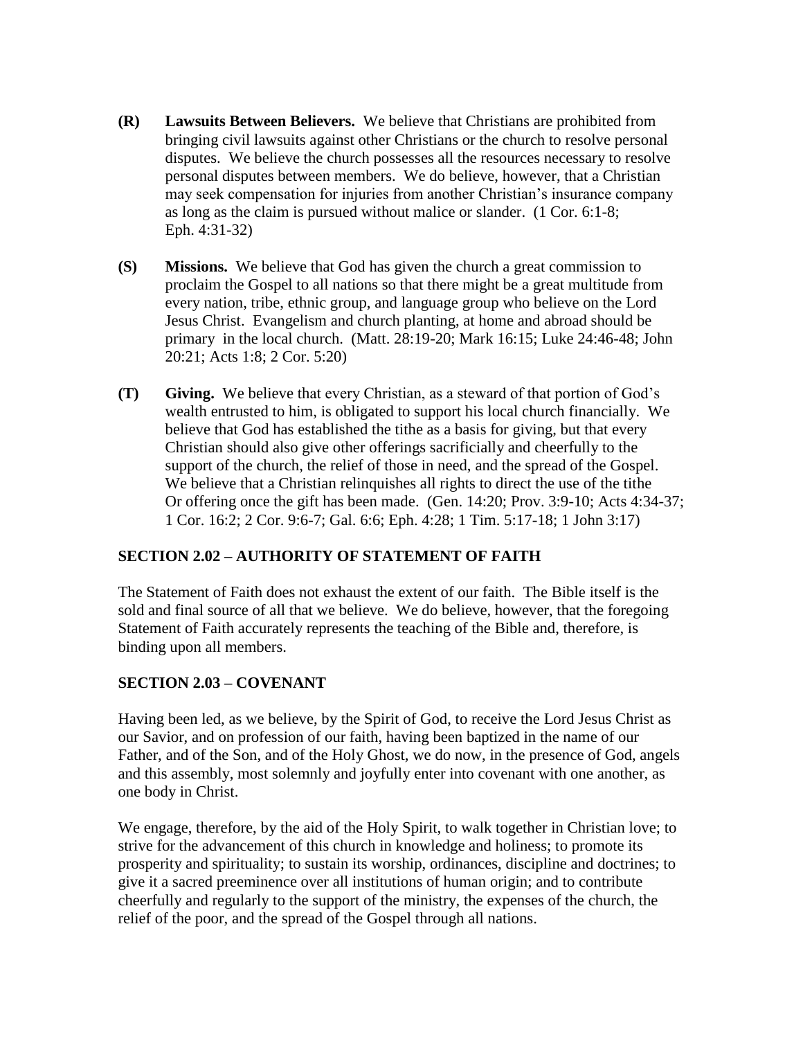**(R)** **Lawsuits Between Believers.** We believe that Christians are prohibited from bringing civil lawsuits against other Christians or the church to resolve personal disputes. We believe the church possesses all the resources necessary to resolve personal disputes between members. We do believe, however, that a Christian may seek compensation for injuries from another Christian's insurance company as long as the claim is pursued without malice or slander. (1 Cor. 6:1-8; Eph. 4:31-32)

**(S)** **Missions.** We believe that God has given the church a great commission to proclaim the Gospel to all nations so that there might be a great multitude from every nation, tribe, ethnic group, and language group who believe on the Lord Jesus Christ. Evangelism and church planting, at home and abroad should be primary in the local church. (Matt. 28:19-20; Mark 16:15; Luke 24:46-48; John 20:21; Acts 1:8; 2 Cor. 5:20)

**(T)** **Giving.** We believe that every Christian, as a steward of that portion of God's wealth entrusted to him, is obligated to support his local church financially. We believe that God has established the tithe as a basis for giving, but that every Christian should also give other offerings sacrificially and cheerfully to the support of the church, the relief of those in need, and the spread of the Gospel. We believe that a Christian relinquishes all rights to direct the use of the tithe Or offering once the gift has been made. (Gen. 14:20; Prov. 3:9-10; Acts 4:34-37; 1 Cor. 16:2; 2 Cor. 9:6-7; Gal. 6:6; Eph. 4:28; 1 Tim. 5:17-18; 1 John 3:17)

## SECTION 2.02 – AUTHORITY OF STATEMENT OF FAITH

The Statement of Faith does not exhaust the extent of our faith. The Bible itself is the sold and final source of all that we believe. We do believe, however, that the foregoing Statement of Faith accurately represents the teaching of the Bible and, therefore, is binding upon all members.

## SECTION 2.03 – COVENANT

Having been led, as we believe, by the Spirit of God, to receive the Lord Jesus Christ as our Savior, and on profession of our faith, having been baptized in the name of our Father, and of the Son, and of the Holy Ghost, we do now, in the presence of God, angels and this assembly, most solemnly and joyfully enter into covenant with one another, as one body in Christ.

We engage, therefore, by the aid of the Holy Spirit, to walk together in Christian love; to strive for the advancement of this church in knowledge and holiness; to promote its prosperity and spirituality; to sustain its worship, ordinances, discipline and doctrines; to give it a sacred preeminence over all institutions of human origin; and to contribute cheerfully and regularly to the support of the ministry, the expenses of the church, the relief of the poor, and the spread of the Gospel through all nations.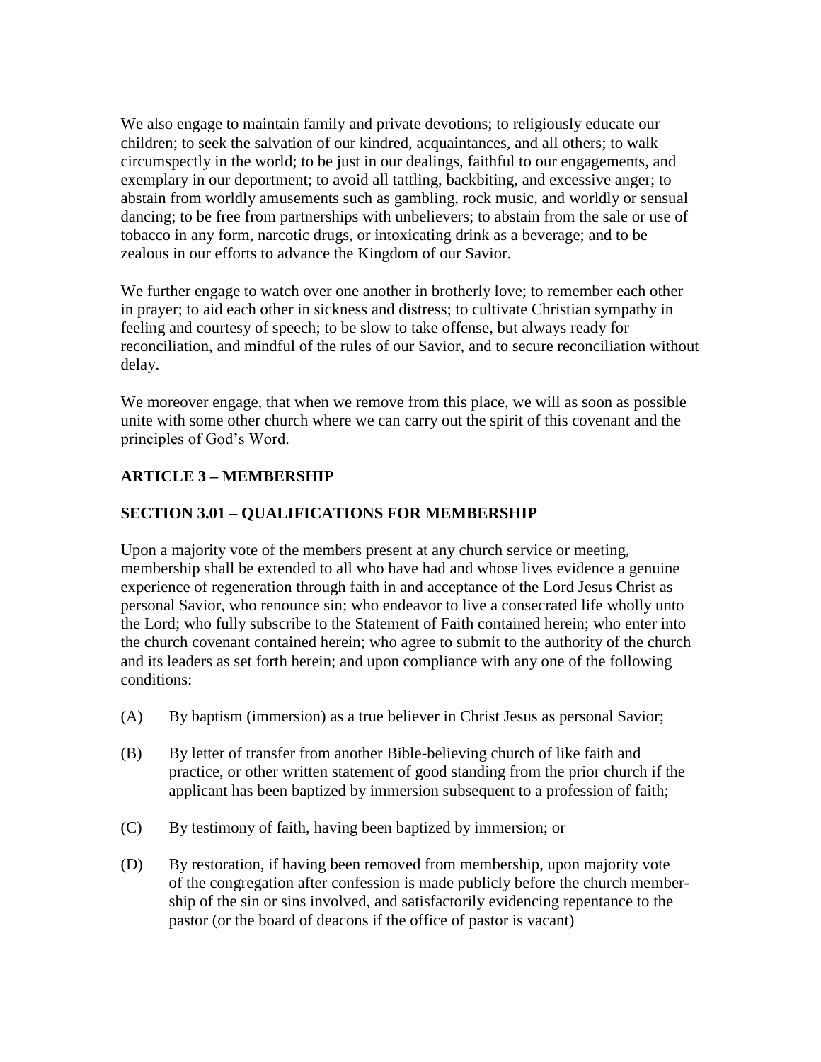We also engage to maintain family and private devotions; to religiously educate our children; to seek the salvation of our kindred, acquaintances, and all others; to walk circumspectly in the world; to be just in our dealings, faithful to our engagements, and exemplary in our deportment; to avoid all tattling, backbiting, and excessive anger; to abstain from worldly amusements such as gambling, rock music, and worldly or sensual dancing; to be free from partnerships with unbelievers; to abstain from the sale or use of tobacco in any form, narcotic drugs, or intoxicating drink as a beverage; and to be zealous in our efforts to advance the Kingdom of our Savior.

We further engage to watch over one another in brotherly love; to remember each other in prayer; to aid each other in sickness and distress; to cultivate Christian sympathy in feeling and courtesy of speech; to be slow to take offense, but always ready for reconciliation, and mindful of the rules of our Savior, and to secure reconciliation without delay.

We moreover engage, that when we remove from this place, we will as soon as possible unite with some other church where we can carry out the spirit of this covenant and the principles of God's Word.

## ARTICLE 3 – MEMBERSHIP

### SECTION 3.01 – QUALIFICATIONS FOR MEMBERSHIP

Upon a majority vote of the members present at any church service or meeting, membership shall be extended to all who have had and whose lives evidence a genuine experience of regeneration through faith in and acceptance of the Lord Jesus Christ as personal Savior, who renounce sin; who endeavor to live a consecrated life wholly unto the Lord; who fully subscribe to the Statement of Faith contained herein; who enter into the church covenant contained herein; who agree to submit to the authority of the church and its leaders as set forth herein; and upon compliance with any one of the following conditions:

(A) By baptism (immersion) as a true believer in Christ Jesus as personal Savior;

(B) By letter of transfer from another Bible-believing church of like faith and practice, or other written statement of good standing from the prior church if the applicant has been baptized by immersion subsequent to a profession of faith;

(C) By testimony of faith, having been baptized by immersion; or

(D) By restoration, if having been removed from membership, upon majority vote of the congregation after confession is made publicly before the church membership of the sin or sins involved, and satisfactorily evidencing repentance to the pastor (or the board of deacons if the office of pastor is vacant)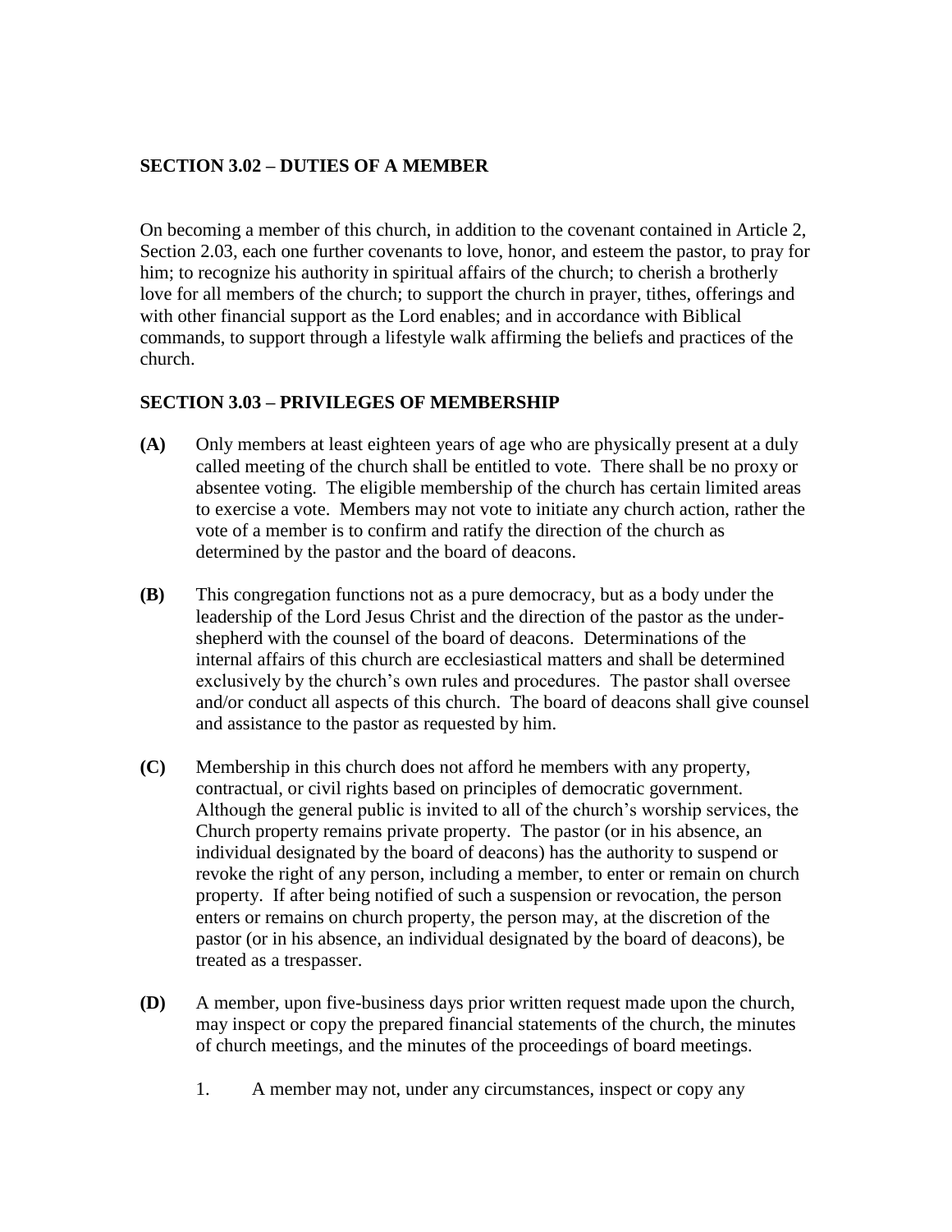**SECTION 3.02 – DUTIES OF A MEMBER**

On becoming a member of this church, in addition to the covenant contained in Article 2, Section 2.03, each one further covenants to love, honor, and esteem the pastor, to pray for him; to recognize his authority in spiritual affairs of the church; to cherish a brotherly love for all members of the church; to support the church in prayer, tithes, offerings and with other financial support as the Lord enables; and in accordance with Biblical commands, to support through a lifestyle walk affirming the beliefs and practices of the church.

**SECTION 3.03 – PRIVILEGES OF MEMBERSHIP**

**(A)** Only members at least eighteen years of age who are physically present at a duly called meeting of the church shall be entitled to vote. There shall be no proxy or absentee voting. The eligible membership of the church has certain limited areas to exercise a vote. Members may not vote to initiate any church action, rather the vote of a member is to confirm and ratify the direction of the church as determined by the pastor and the board of deacons.

**(B)** This congregation functions not as a pure democracy, but as a body under the leadership of the Lord Jesus Christ and the direction of the pastor as the under-shepherd with the counsel of the board of deacons. Determinations of the internal affairs of this church are ecclesiastical matters and shall be determined exclusively by the church's own rules and procedures. The pastor shall oversee and/or conduct all aspects of this church. The board of deacons shall give counsel and assistance to the pastor as requested by him.

**(C)** Membership in this church does not afford he members with any property, contractual, or civil rights based on principles of democratic government. Although the general public is invited to all of the church's worship services, the Church property remains private property. The pastor (or in his absence, an individual designated by the board of deacons) has the authority to suspend or revoke the right of any person, including a member, to enter or remain on church property. If after being notified of such a suspension or revocation, the person enters or remains on church property, the person may, at the discretion of the pastor (or in his absence, an individual designated by the board of deacons), be treated as a trespasser.

**(D)** A member, upon five-business days prior written request made upon the church, may inspect or copy the prepared financial statements of the church, the minutes of church meetings, and the minutes of the proceedings of board meetings.

1. A member may not, under any circumstances, inspect or copy any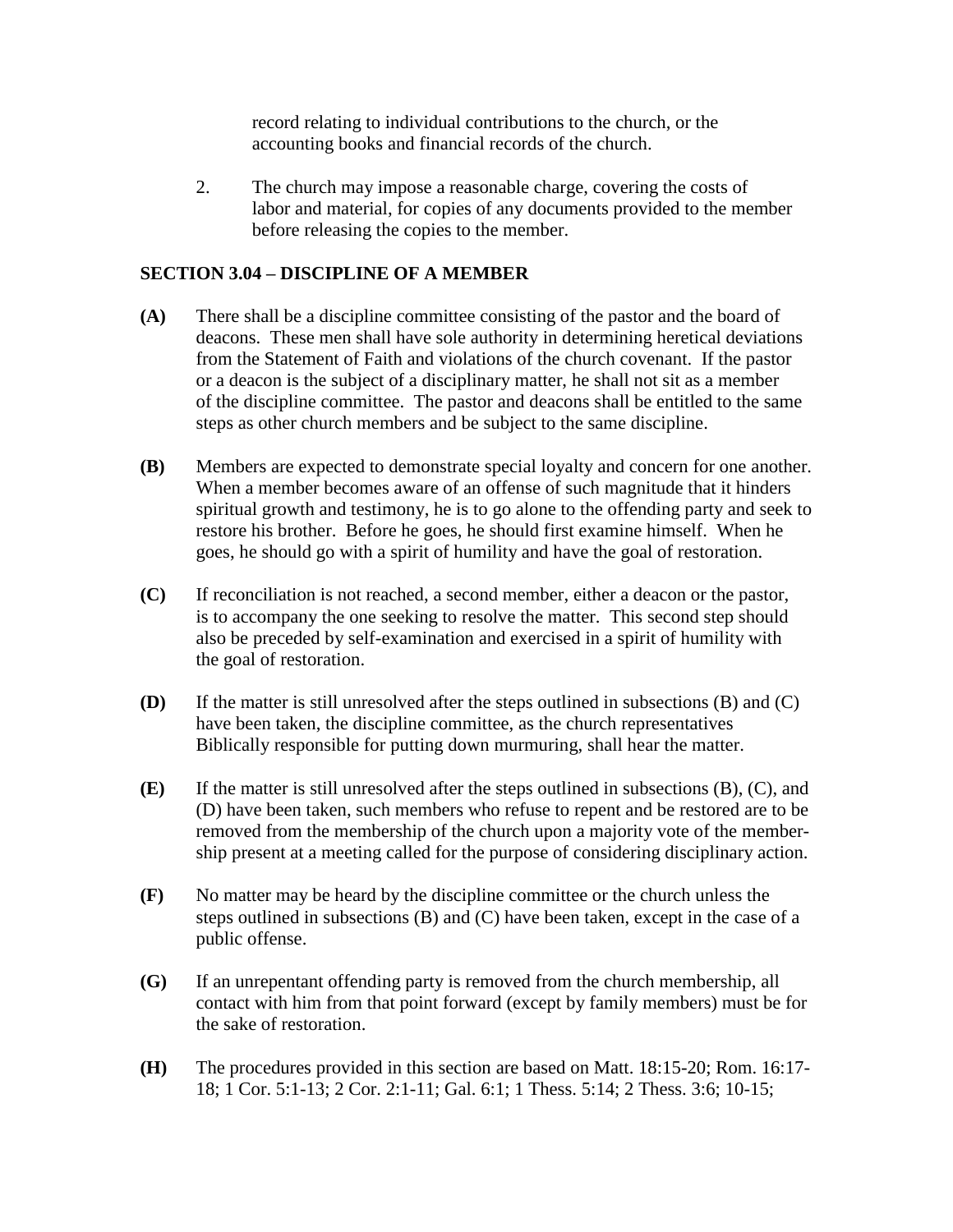record relating to individual contributions to the church, or the accounting books and financial records of the church.

2. The church may impose a reasonable charge, covering the costs of labor and material, for copies of any documents provided to the member before releasing the copies to the member.

**SECTION 3.04 – DISCIPLINE OF A MEMBER**

**(A)** There shall be a discipline committee consisting of the pastor and the board of deacons. These men shall have sole authority in determining heretical deviations from the Statement of Faith and violations of the church covenant. If the pastor or a deacon is the subject of a disciplinary matter, he shall not sit as a member of the discipline committee. The pastor and deacons shall be entitled to the same steps as other church members and be subject to the same discipline.

**(B)** Members are expected to demonstrate special loyalty and concern for one another. When a member becomes aware of an offense of such magnitude that it hinders spiritual growth and testimony, he is to go alone to the offending party and seek to restore his brother. Before he goes, he should first examine himself. When he goes, he should go with a spirit of humility and have the goal of restoration.

**(C)** If reconciliation is not reached, a second member, either a deacon or the pastor, is to accompany the one seeking to resolve the matter. This second step should also be preceded by self-examination and exercised in a spirit of humility with the goal of restoration.

**(D)** If the matter is still unresolved after the steps outlined in subsections (B) and (C) have been taken, the discipline committee, as the church representatives Biblically responsible for putting down murmuring, shall hear the matter.

**(E)** If the matter is still unresolved after the steps outlined in subsections (B), (C), and (D) have been taken, such members who refuse to repent and be restored are to be removed from the membership of the church upon a majority vote of the membership present at a meeting called for the purpose of considering disciplinary action.

**(F)** No matter may be heard by the discipline committee or the church unless the steps outlined in subsections (B) and (C) have been taken, except in the case of a public offense.

**(G)** If an unrepentant offending party is removed from the church membership, all contact with him from that point forward (except by family members) must be for the sake of restoration.

**(H)** The procedures provided in this section are based on Matt. 18:15-20; Rom. 16:17-18; 1 Cor. 5:1-13; 2 Cor. 2:1-11; Gal. 6:1; 1 Thess. 5:14; 2 Thess. 3:6; 10-15;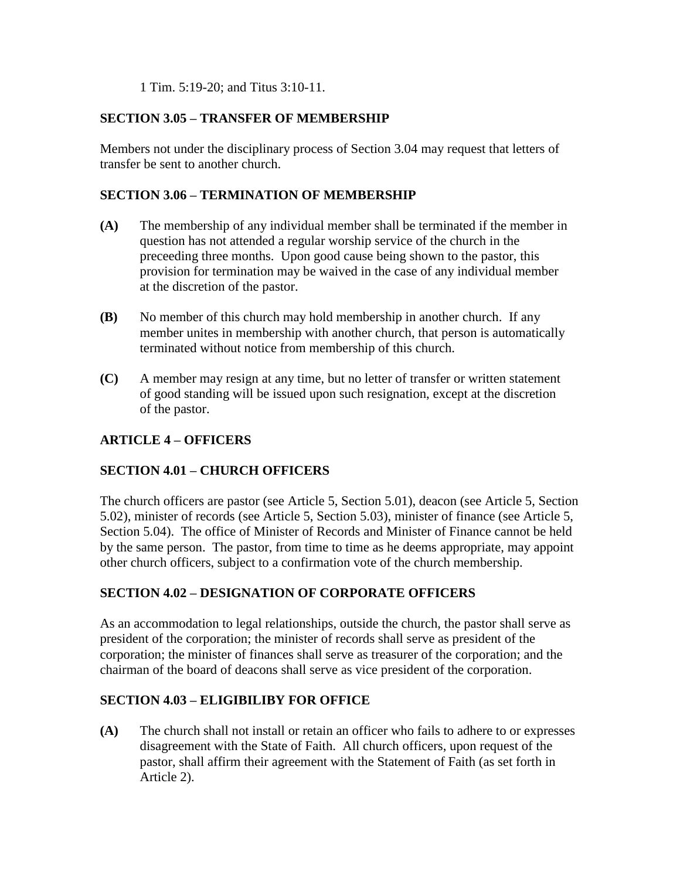1 Tim. 5:19-20; and Titus 3:10-11.

**SECTION 3.05 – TRANSFER OF MEMBERSHIP**

Members not under the disciplinary process of Section 3.04 may request that letters of transfer be sent to another church.

**SECTION 3.06 – TERMINATION OF MEMBERSHIP**

**(A)** The membership of any individual member shall be terminated if the member in question has not attended a regular worship service of the church in the preceeding three months. Upon good cause being shown to the pastor, this provision for termination may be waived in the case of any individual member at the discretion of the pastor.

**(B)** No member of this church may hold membership in another church. If any member unites in membership with another church, that person is automatically terminated without notice from membership of this church.

**(C)** A member may resign at any time, but no letter of transfer or written statement of good standing will be issued upon such resignation, except at the discretion of the pastor.

**ARTICLE 4 – OFFICERS**

**SECTION 4.01 – CHURCH OFFICERS**

The church officers are pastor (see Article 5, Section 5.01), deacon (see Article 5, Section 5.02), minister of records (see Article 5, Section 5.03), minister of finance (see Article 5, Section 5.04). The office of Minister of Records and Minister of Finance cannot be held by the same person. The pastor, from time to time as he deems appropriate, may appoint other church officers, subject to a confirmation vote of the church membership.

**SECTION 4.02 – DESIGNATION OF CORPORATE OFFICERS**

As an accommodation to legal relationships, outside the church, the pastor shall serve as president of the corporation; the minister of records shall serve as president of the corporation; the minister of finances shall serve as treasurer of the corporation; and the chairman of the board of deacons shall serve as vice president of the corporation.

**SECTION 4.03 – ELIGIBILIBY FOR OFFICE**

**(A)** The church shall not install or retain an officer who fails to adhere to or expresses disagreement with the State of Faith. All church officers, upon request of the pastor, shall affirm their agreement with the Statement of Faith (as set forth in Article 2).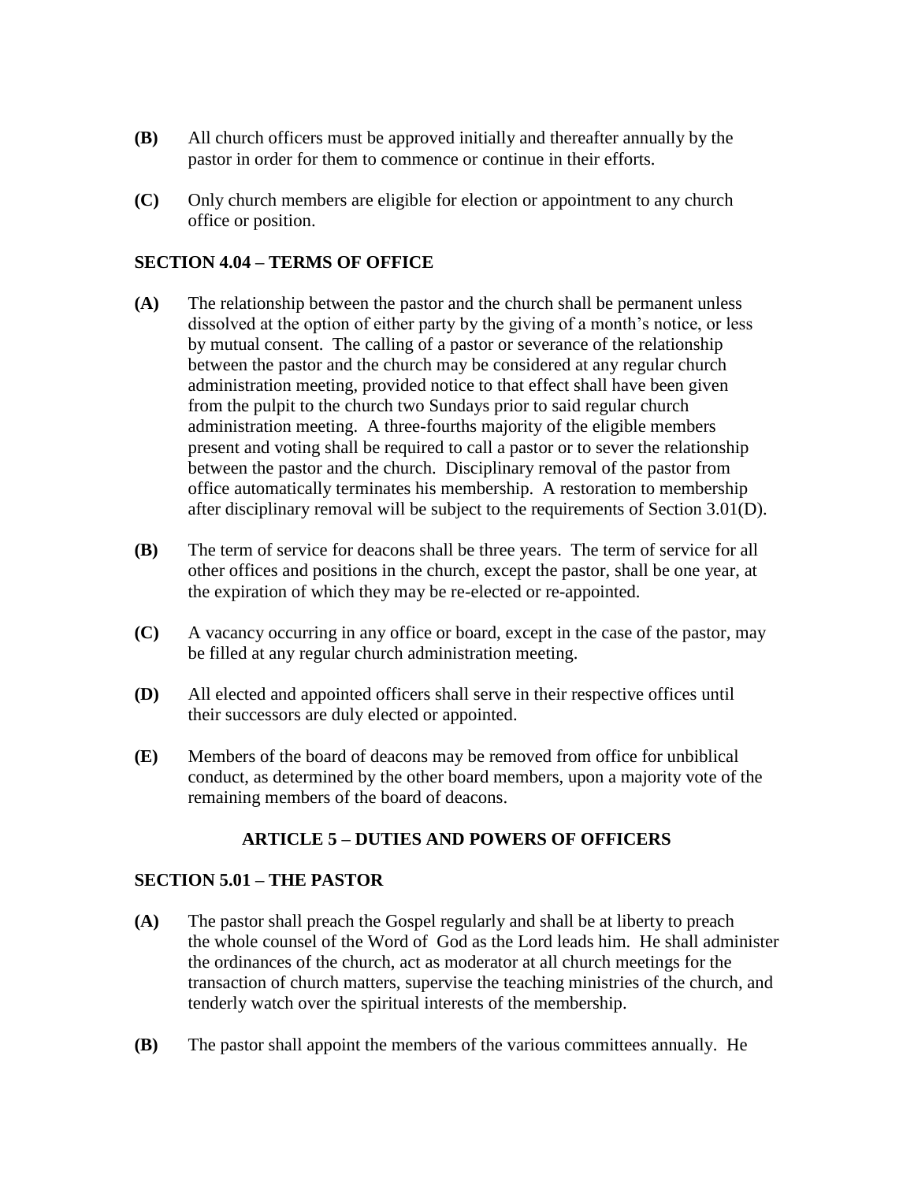**(B)** All church officers must be approved initially and thereafter annually by the pastor in order for them to commence or continue in their efforts.

**(C)** Only church members are eligible for election or appointment to any church office or position.

### SECTION 4.04 – TERMS OF OFFICE

**(A)** The relationship between the pastor and the church shall be permanent unless dissolved at the option of either party by the giving of a month's notice, or less by mutual consent. The calling of a pastor or severance of the relationship between the pastor and the church may be considered at any regular church administration meeting, provided notice to that effect shall have been given from the pulpit to the church two Sundays prior to said regular church administration meeting. A three-fourths majority of the eligible members present and voting shall be required to call a pastor or to sever the relationship between the pastor and the church. Disciplinary removal of the pastor from office automatically terminates his membership. A restoration to membership after disciplinary removal will be subject to the requirements of Section 3.01(D).

**(B)** The term of service for deacons shall be three years. The term of service for all other offices and positions in the church, except the pastor, shall be one year, at the expiration of which they may be re-elected or re-appointed.

**(C)** A vacancy occurring in any office or board, except in the case of the pastor, may be filled at any regular church administration meeting.

**(D)** All elected and appointed officers shall serve in their respective offices until their successors are duly elected or appointed.

**(E)** Members of the board of deacons may be removed from office for unbiblical conduct, as determined by the other board members, upon a majority vote of the remaining members of the board of deacons.

## ARTICLE 5 – DUTIES AND POWERS OF OFFICERS

### SECTION 5.01 – THE PASTOR

**(A)** The pastor shall preach the Gospel regularly and shall be at liberty to preach the whole counsel of the Word of God as the Lord leads him. He shall administer the ordinances of the church, act as moderator at all church meetings for the transaction of church matters, supervise the teaching ministries of the church, and tenderly watch over the spiritual interests of the membership.

**(B)** The pastor shall appoint the members of the various committees annually. He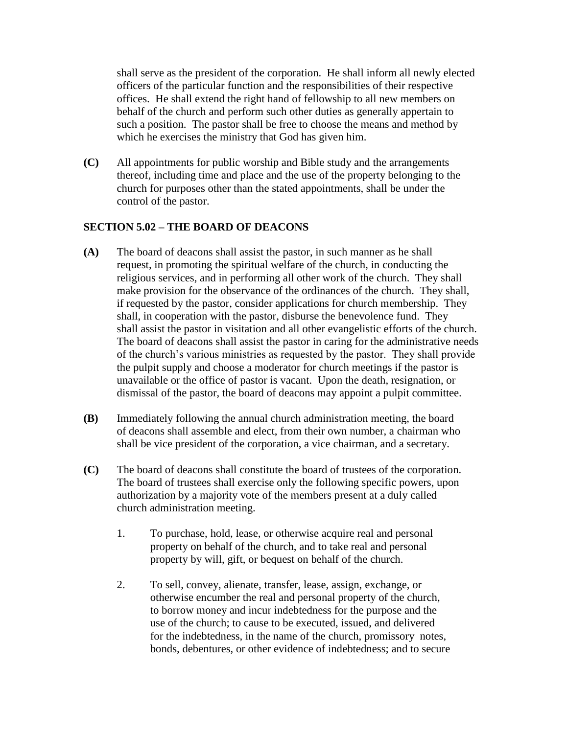shall serve as the president of the corporation. He shall inform all newly elected officers of the particular function and the responsibilities of their respective offices. He shall extend the right hand of fellowship to all new members on behalf of the church and perform such other duties as generally appertain to such a position. The pastor shall be free to choose the means and method by which he exercises the ministry that God has given him.

**(C)** All appointments for public worship and Bible study and the arrangements thereof, including time and place and the use of the property belonging to the church for purposes other than the stated appointments, shall be under the control of the pastor.

### SECTION 5.02 – THE BOARD OF DEACONS

**(A)** The board of deacons shall assist the pastor, in such manner as he shall request, in promoting the spiritual welfare of the church, in conducting the religious services, and in performing all other work of the church. They shall make provision for the observance of the ordinances of the church. They shall, if requested by the pastor, consider applications for church membership. They shall, in cooperation with the pastor, disburse the benevolence fund. They shall assist the pastor in visitation and all other evangelistic efforts of the church. The board of deacons shall assist the pastor in caring for the administrative needs of the church's various ministries as requested by the pastor. They shall provide the pulpit supply and choose a moderator for church meetings if the pastor is unavailable or the office of pastor is vacant. Upon the death, resignation, or dismissal of the pastor, the board of deacons may appoint a pulpit committee.

**(B)** Immediately following the annual church administration meeting, the board of deacons shall assemble and elect, from their own number, a chairman who shall be vice president of the corporation, a vice chairman, and a secretary.

**(C)** The board of deacons shall constitute the board of trustees of the corporation. The board of trustees shall exercise only the following specific powers, upon authorization by a majority vote of the members present at a duly called church administration meeting.

1. To purchase, hold, lease, or otherwise acquire real and personal property on behalf of the church, and to take real and personal property by will, gift, or bequest on behalf of the church.

2. To sell, convey, alienate, transfer, lease, assign, exchange, or otherwise encumber the real and personal property of the church, to borrow money and incur indebtedness for the purpose and the use of the church; to cause to be executed, issued, and delivered for the indebtedness, in the name of the church, promissory notes, bonds, debentures, or other evidence of indebtedness; and to secure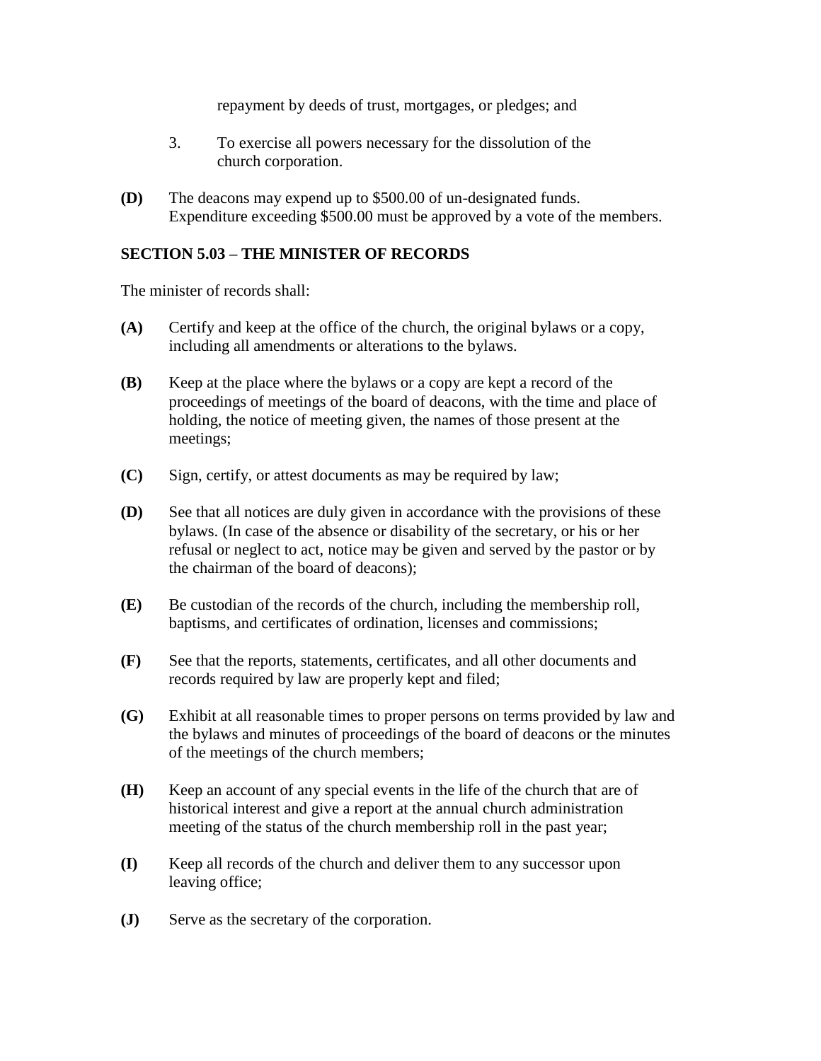repayment by deeds of trust, mortgages, or pledges; and

3. To exercise all powers necessary for the dissolution of the church corporation.

**(D)** The deacons may expend up to $500.00 of un-designated funds. Expenditure exceeding $500.00 must be approved by a vote of the members.

### SECTION 5.03 – THE MINISTER OF RECORDS

The minister of records shall:

**(A)** Certify and keep at the office of the church, the original bylaws or a copy, including all amendments or alterations to the bylaws.

**(B)** Keep at the place where the bylaws or a copy are kept a record of the proceedings of meetings of the board of deacons, with the time and place of holding, the notice of meeting given, the names of those present at the meetings;

**(C)** Sign, certify, or attest documents as may be required by law;

**(D)** See that all notices are duly given in accordance with the provisions of these bylaws. (In case of the absence or disability of the secretary, or his or her refusal or neglect to act, notice may be given and served by the pastor or by the chairman of the board of deacons);

**(E)** Be custodian of the records of the church, including the membership roll, baptisms, and certificates of ordination, licenses and commissions;

**(F)** See that the reports, statements, certificates, and all other documents and records required by law are properly kept and filed;

**(G)** Exhibit at all reasonable times to proper persons on terms provided by law and the bylaws and minutes of proceedings of the board of deacons or the minutes of the meetings of the church members;

**(H)** Keep an account of any special events in the life of the church that are of historical interest and give a report at the annual church administration meeting of the status of the church membership roll in the past year;

**(I)** Keep all records of the church and deliver them to any successor upon leaving office;

**(J)** Serve as the secretary of the corporation.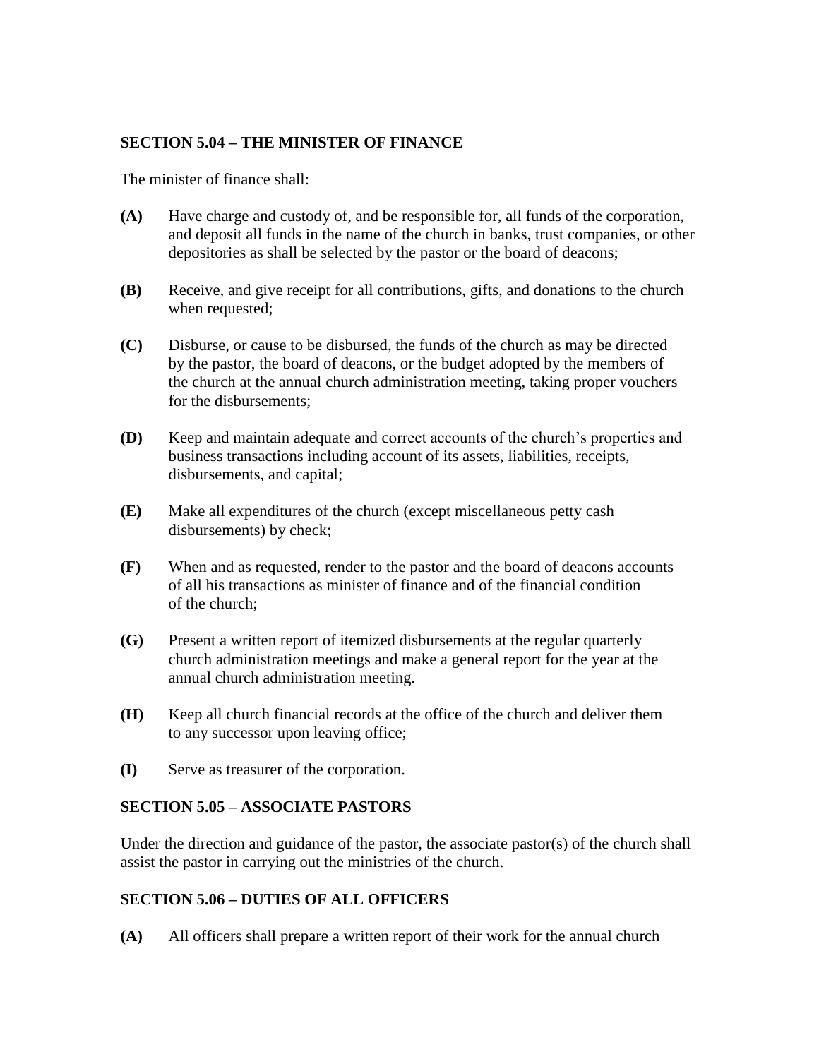### SECTION 5.04 – THE MINISTER OF FINANCE

The minister of finance shall:

**(A)** Have charge and custody of, and be responsible for, all funds of the corporation, and deposit all funds in the name of the church in banks, trust companies, or other depositories as shall be selected by the pastor or the board of deacons;

**(B)** Receive, and give receipt for all contributions, gifts, and donations to the church when requested;

**(C)** Disburse, or cause to be disbursed, the funds of the church as may be directed by the pastor, the board of deacons, or the budget adopted by the members of the church at the annual church administration meeting, taking proper vouchers for the disbursements;

**(D)** Keep and maintain adequate and correct accounts of the church's properties and business transactions including account of its assets, liabilities, receipts, disbursements, and capital;

**(E)** Make all expenditures of the church (except miscellaneous petty cash disbursements) by check;

**(F)** When and as requested, render to the pastor and the board of deacons accounts of all his transactions as minister of finance and of the financial condition of the church;

**(G)** Present a written report of itemized disbursements at the regular quarterly church administration meetings and make a general report for the year at the annual church administration meeting.

**(H)** Keep all church financial records at the office of the church and deliver them to any successor upon leaving office;

**(I)** Serve as treasurer of the corporation.

### SECTION 5.05 – ASSOCIATE PASTORS

Under the direction and guidance of the pastor, the associate pastor(s) of the church shall assist the pastor in carrying out the ministries of the church.

### SECTION 5.06 – DUTIES OF ALL OFFICERS

**(A)** All officers shall prepare a written report of their work for the annual church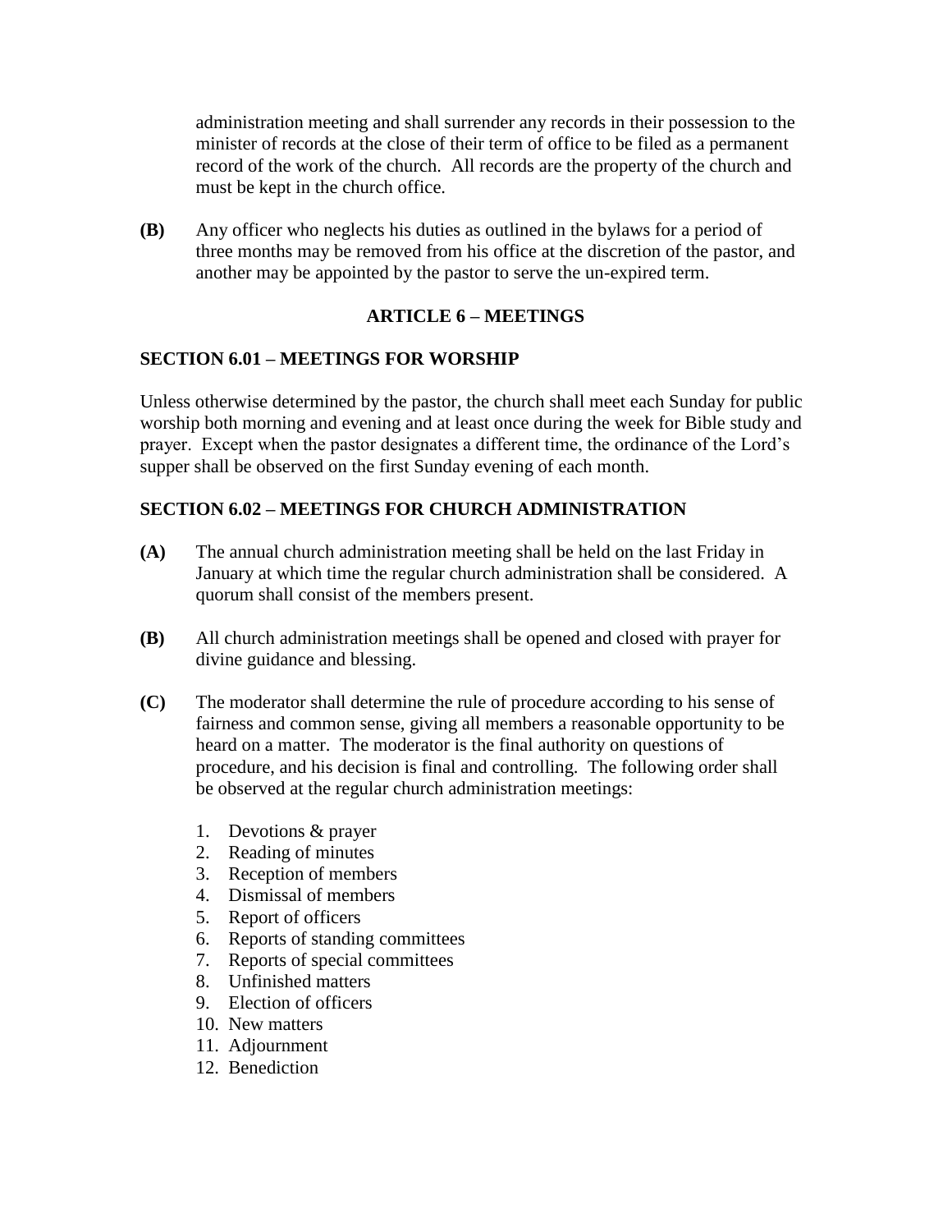administration meeting and shall surrender any records in their possession to the minister of records at the close of their term of office to be filed as a permanent record of the work of the church. All records are the property of the church and must be kept in the church office.

**(B)** Any officer who neglects his duties as outlined in the bylaws for a period of three months may be removed from his office at the discretion of the pastor, and another may be appointed by the pastor to serve the un-expired term.

## ARTICLE 6 – MEETINGS

### SECTION 6.01 – MEETINGS FOR WORSHIP

Unless otherwise determined by the pastor, the church shall meet each Sunday for public worship both morning and evening and at least once during the week for Bible study and prayer. Except when the pastor designates a different time, the ordinance of the Lord's supper shall be observed on the first Sunday evening of each month.

### SECTION 6.02 – MEETINGS FOR CHURCH ADMINISTRATION

**(A)** The annual church administration meeting shall be held on the last Friday in January at which time the regular church administration shall be considered. A quorum shall consist of the members present.

**(B)** All church administration meetings shall be opened and closed with prayer for divine guidance and blessing.

**(C)** The moderator shall determine the rule of procedure according to his sense of fairness and common sense, giving all members a reasonable opportunity to be heard on a matter. The moderator is the final authority on questions of procedure, and his decision is final and controlling. The following order shall be observed at the regular church administration meetings:

1. Devotions & prayer
2. Reading of minutes
3. Reception of members
4. Dismissal of members
5. Report of officers
6. Reports of standing committees
7. Reports of special committees
8. Unfinished matters
9. Election of officers
10. New matters
11. Adjournment
12. Benediction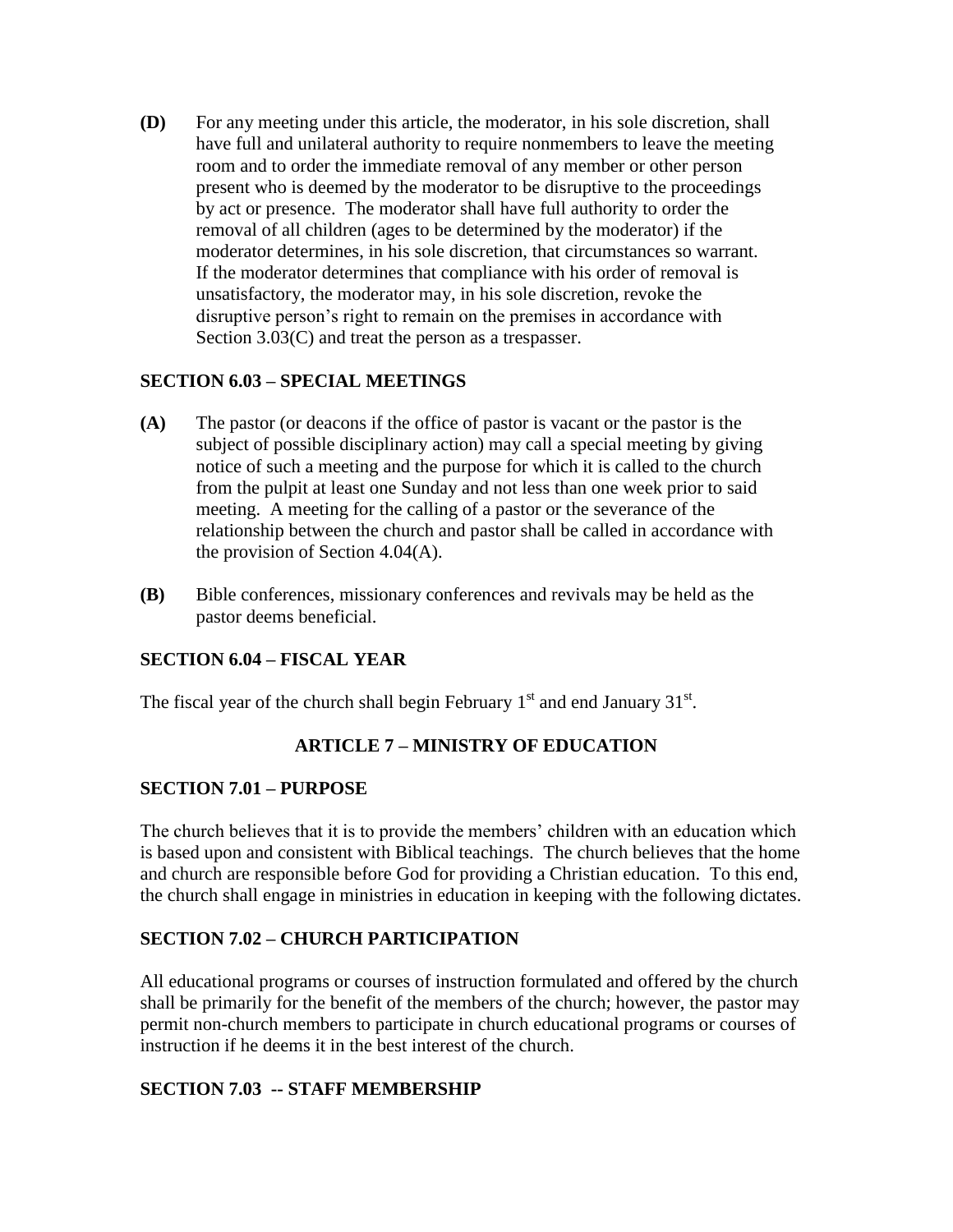**(D)** For any meeting under this article, the moderator, in his sole discretion, shall have full and unilateral authority to require nonmembers to leave the meeting room and to order the immediate removal of any member or other person present who is deemed by the moderator to be disruptive to the proceedings by act or presence. The moderator shall have full authority to order the removal of all children (ages to be determined by the moderator) if the moderator determines, in his sole discretion, that circumstances so warrant. If the moderator determines that compliance with his order of removal is unsatisfactory, the moderator may, in his sole discretion, revoke the disruptive person's right to remain on the premises in accordance with Section 3.03(C) and treat the person as a trespasser.

### SECTION 6.03 – SPECIAL MEETINGS

**(A)** The pastor (or deacons if the office of pastor is vacant or the pastor is the subject of possible disciplinary action) may call a special meeting by giving notice of such a meeting and the purpose for which it is called to the church from the pulpit at least one Sunday and not less than one week prior to said meeting. A meeting for the calling of a pastor or the severance of the relationship between the church and pastor shall be called in accordance with the provision of Section 4.04(A).

**(B)** Bible conferences, missionary conferences and revivals may be held as the pastor deems beneficial.

### SECTION 6.04 – FISCAL YEAR

The fiscal year of the church shall begin February 1st and end January 31st.

## ARTICLE 7 – MINISTRY OF EDUCATION

### SECTION 7.01 – PURPOSE

The church believes that it is to provide the members' children with an education which is based upon and consistent with Biblical teachings. The church believes that the home and church are responsible before God for providing a Christian education. To this end, the church shall engage in ministries in education in keeping with the following dictates.

### SECTION 7.02 – CHURCH PARTICIPATION

All educational programs or courses of instruction formulated and offered by the church shall be primarily for the benefit of the members of the church; however, the pastor may permit non-church members to participate in church educational programs or courses of instruction if he deems it in the best interest of the church.

### SECTION 7.03 -- STAFF MEMBERSHIP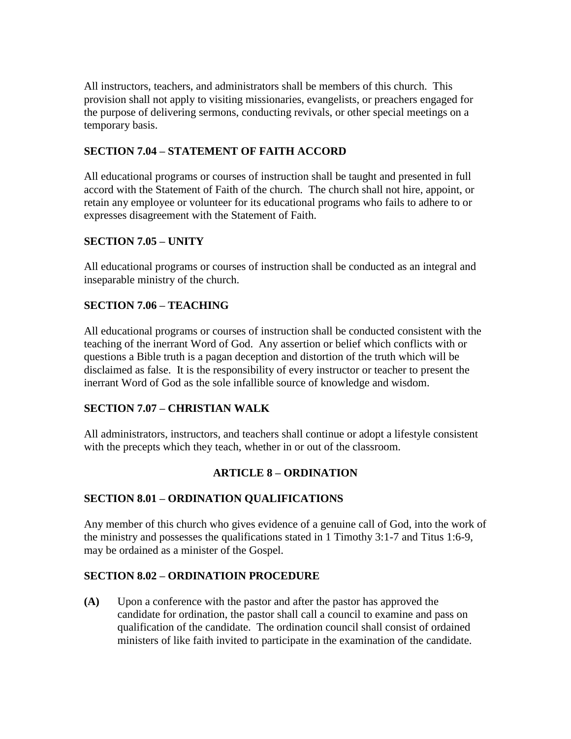All instructors, teachers, and administrators shall be members of this church. This provision shall not apply to visiting missionaries, evangelists, or preachers engaged for the purpose of delivering sermons, conducting revivals, or other special meetings on a temporary basis.

### SECTION 7.04 – STATEMENT OF FAITH ACCORD

All educational programs or courses of instruction shall be taught and presented in full accord with the Statement of Faith of the church. The church shall not hire, appoint, or retain any employee or volunteer for its educational programs who fails to adhere to or expresses disagreement with the Statement of Faith.

### SECTION 7.05 – UNITY

All educational programs or courses of instruction shall be conducted as an integral and inseparable ministry of the church.

### SECTION 7.06 – TEACHING

All educational programs or courses of instruction shall be conducted consistent with the teaching of the inerrant Word of God. Any assertion or belief which conflicts with or questions a Bible truth is a pagan deception and distortion of the truth which will be disclaimed as false. It is the responsibility of every instructor or teacher to present the inerrant Word of God as the sole infallible source of knowledge and wisdom.

### SECTION 7.07 – CHRISTIAN WALK

All administrators, instructors, and teachers shall continue or adopt a lifestyle consistent with the precepts which they teach, whether in or out of the classroom.

## ARTICLE 8 – ORDINATION

### SECTION 8.01 – ORDINATION QUALIFICATIONS

Any member of this church who gives evidence of a genuine call of God, into the work of the ministry and possesses the qualifications stated in 1 Timothy 3:1-7 and Titus 1:6-9, may be ordained as a minister of the Gospel.

### SECTION 8.02 – ORDINATIOIN PROCEDURE

**(A)** Upon a conference with the pastor and after the pastor has approved the candidate for ordination, the pastor shall call a council to examine and pass on qualification of the candidate. The ordination council shall consist of ordained ministers of like faith invited to participate in the examination of the candidate.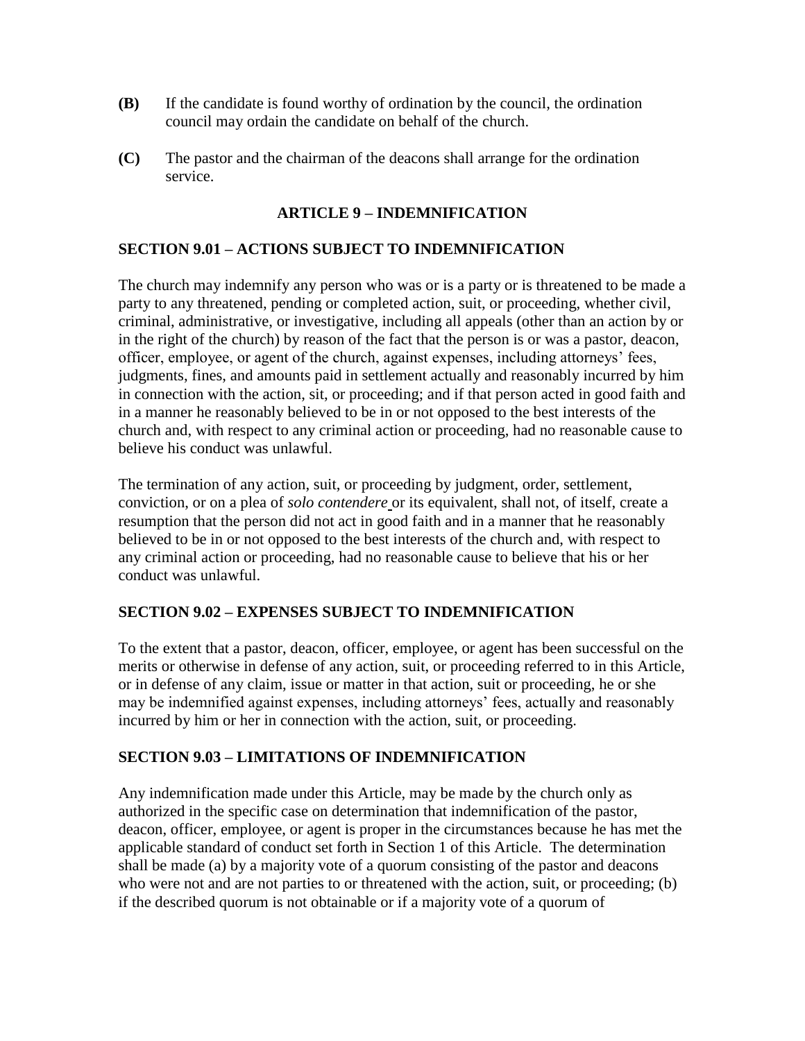**(B)** If the candidate is found worthy of ordination by the council, the ordination council may ordain the candidate on behalf of the church.

**(C)** The pastor and the chairman of the deacons shall arrange for the ordination service.

## ARTICLE 9 – INDEMNIFICATION

### SECTION 9.01 – ACTIONS SUBJECT TO INDEMNIFICATION

The church may indemnify any person who was or is a party or is threatened to be made a party to any threatened, pending or completed action, suit, or proceeding, whether civil, criminal, administrative, or investigative, including all appeals (other than an action by or in the right of the church) by reason of the fact that the person is or was a pastor, deacon, officer, employee, or agent of the church, against expenses, including attorneys' fees, judgments, fines, and amounts paid in settlement actually and reasonably incurred by him in connection with the action, sit, or proceeding; and if that person acted in good faith and in a manner he reasonably believed to be in or not opposed to the best interests of the church and, with respect to any criminal action or proceeding, had no reasonable cause to believe his conduct was unlawful.

The termination of any action, suit, or proceeding by judgment, order, settlement, conviction, or on a plea of *solo contendere* or its equivalent, shall not, of itself, create a resumption that the person did not act in good faith and in a manner that he reasonably believed to be in or not opposed to the best interests of the church and, with respect to any criminal action or proceeding, had no reasonable cause to believe that his or her conduct was unlawful.

### SECTION 9.02 – EXPENSES SUBJECT TO INDEMNIFICATION

To the extent that a pastor, deacon, officer, employee, or agent has been successful on the merits or otherwise in defense of any action, suit, or proceeding referred to in this Article, or in defense of any claim, issue or matter in that action, suit or proceeding, he or she may be indemnified against expenses, including attorneys' fees, actually and reasonably incurred by him or her in connection with the action, suit, or proceeding.

### SECTION 9.03 – LIMITATIONS OF INDEMNIFICATION

Any indemnification made under this Article, may be made by the church only as authorized in the specific case on determination that indemnification of the pastor, deacon, officer, employee, or agent is proper in the circumstances because he has met the applicable standard of conduct set forth in Section 1 of this Article. The determination shall be made (a) by a majority vote of a quorum consisting of the pastor and deacons who were not and are not parties to or threatened with the action, suit, or proceeding; (b) if the described quorum is not obtainable or if a majority vote of a quorum of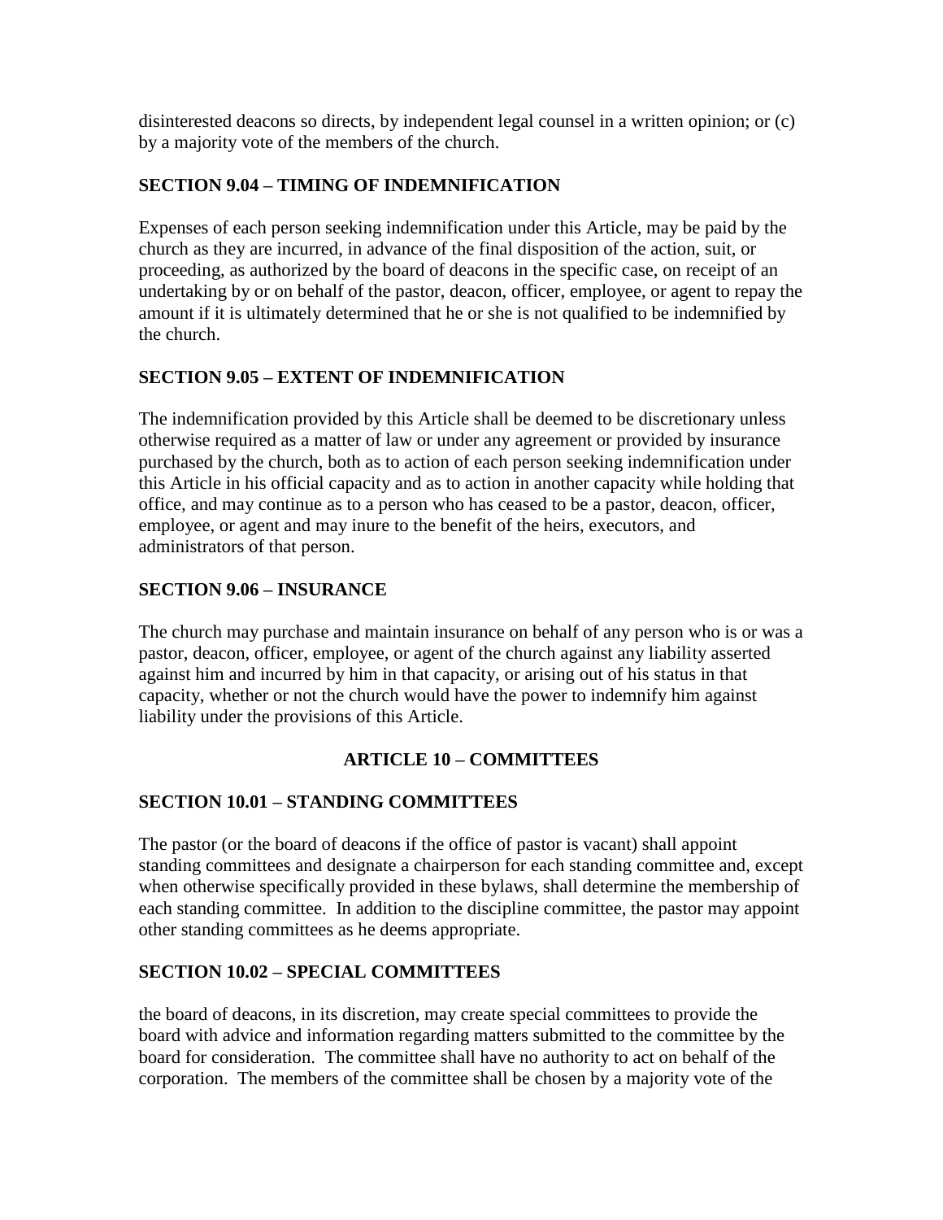disinterested deacons so directs, by independent legal counsel in a written opinion; or (c) by a majority vote of the members of the church.

### SECTION 9.04 – TIMING OF INDEMNIFICATION

Expenses of each person seeking indemnification under this Article, may be paid by the church as they are incurred, in advance of the final disposition of the action, suit, or proceeding, as authorized by the board of deacons in the specific case, on receipt of an undertaking by or on behalf of the pastor, deacon, officer, employee, or agent to repay the amount if it is ultimately determined that he or she is not qualified to be indemnified by the church.

### SECTION 9.05 – EXTENT OF INDEMNIFICATION

The indemnification provided by this Article shall be deemed to be discretionary unless otherwise required as a matter of law or under any agreement or provided by insurance purchased by the church, both as to action of each person seeking indemnification under this Article in his official capacity and as to action in another capacity while holding that office, and may continue as to a person who has ceased to be a pastor, deacon, officer, employee, or agent and may inure to the benefit of the heirs, executors, and administrators of that person.

### SECTION 9.06 – INSURANCE

The church may purchase and maintain insurance on behalf of any person who is or was a pastor, deacon, officer, employee, or agent of the church against any liability asserted against him and incurred by him in that capacity, or arising out of his status in that capacity, whether or not the church would have the power to indemnify him against liability under the provisions of this Article.

## ARTICLE 10 – COMMITTEES

### SECTION 10.01 – STANDING COMMITTEES

The pastor (or the board of deacons if the office of pastor is vacant) shall appoint standing committees and designate a chairperson for each standing committee and, except when otherwise specifically provided in these bylaws, shall determine the membership of each standing committee. In addition to the discipline committee, the pastor may appoint other standing committees as he deems appropriate.

### SECTION 10.02 – SPECIAL COMMITTEES

the board of deacons, in its discretion, may create special committees to provide the board with advice and information regarding matters submitted to the committee by the board for consideration. The committee shall have no authority to act on behalf of the corporation. The members of the committee shall be chosen by a majority vote of the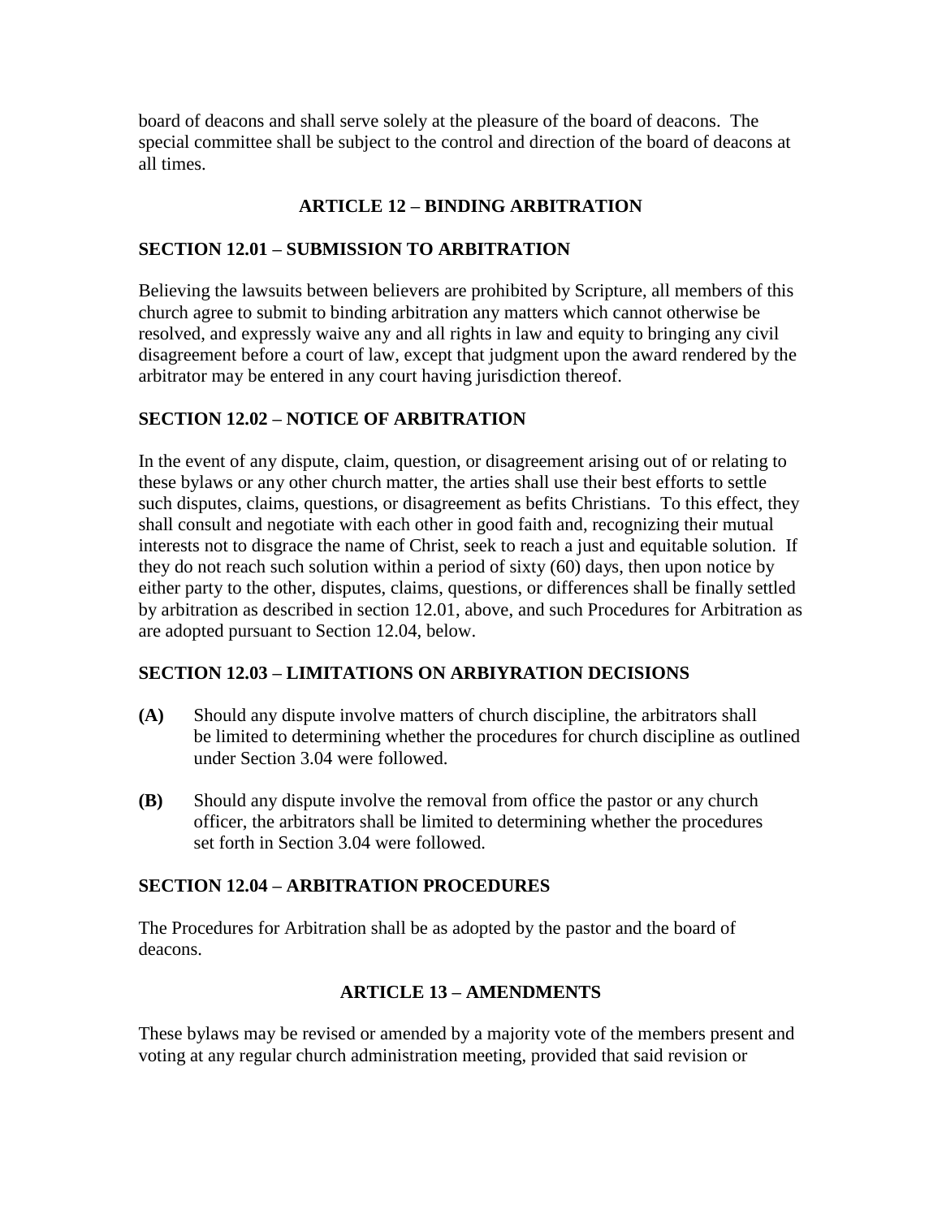board of deacons and shall serve solely at the pleasure of the board of deacons. The special committee shall be subject to the control and direction of the board of deacons at all times.

## ARTICLE 12 – BINDING ARBITRATION

### SECTION 12.01 – SUBMISSION TO ARBITRATION

Believing the lawsuits between believers are prohibited by Scripture, all members of this church agree to submit to binding arbitration any matters which cannot otherwise be resolved, and expressly waive any and all rights in law and equity to bringing any civil disagreement before a court of law, except that judgment upon the award rendered by the arbitrator may be entered in any court having jurisdiction thereof.

### SECTION 12.02 – NOTICE OF ARBITRATION

In the event of any dispute, claim, question, or disagreement arising out of or relating to these bylaws or any other church matter, the arties shall use their best efforts to settle such disputes, claims, questions, or disagreement as befits Christians. To this effect, they shall consult and negotiate with each other in good faith and, recognizing their mutual interests not to disgrace the name of Christ, seek to reach a just and equitable solution. If they do not reach such solution within a period of sixty (60) days, then upon notice by either party to the other, disputes, claims, questions, or differences shall be finally settled by arbitration as described in section 12.01, above, and such Procedures for Arbitration as are adopted pursuant to Section 12.04, below.

### SECTION 12.03 – LIMITATIONS ON ARBIYRATION DECISIONS

**(A)** Should any dispute involve matters of church discipline, the arbitrators shall be limited to determining whether the procedures for church discipline as outlined under Section 3.04 were followed.

**(B)** Should any dispute involve the removal from office the pastor or any church officer, the arbitrators shall be limited to determining whether the procedures set forth in Section 3.04 were followed.

### SECTION 12.04 – ARBITRATION PROCEDURES

The Procedures for Arbitration shall be as adopted by the pastor and the board of deacons.

## ARTICLE 13 – AMENDMENTS

These bylaws may be revised or amended by a majority vote of the members present and voting at any regular church administration meeting, provided that said revision or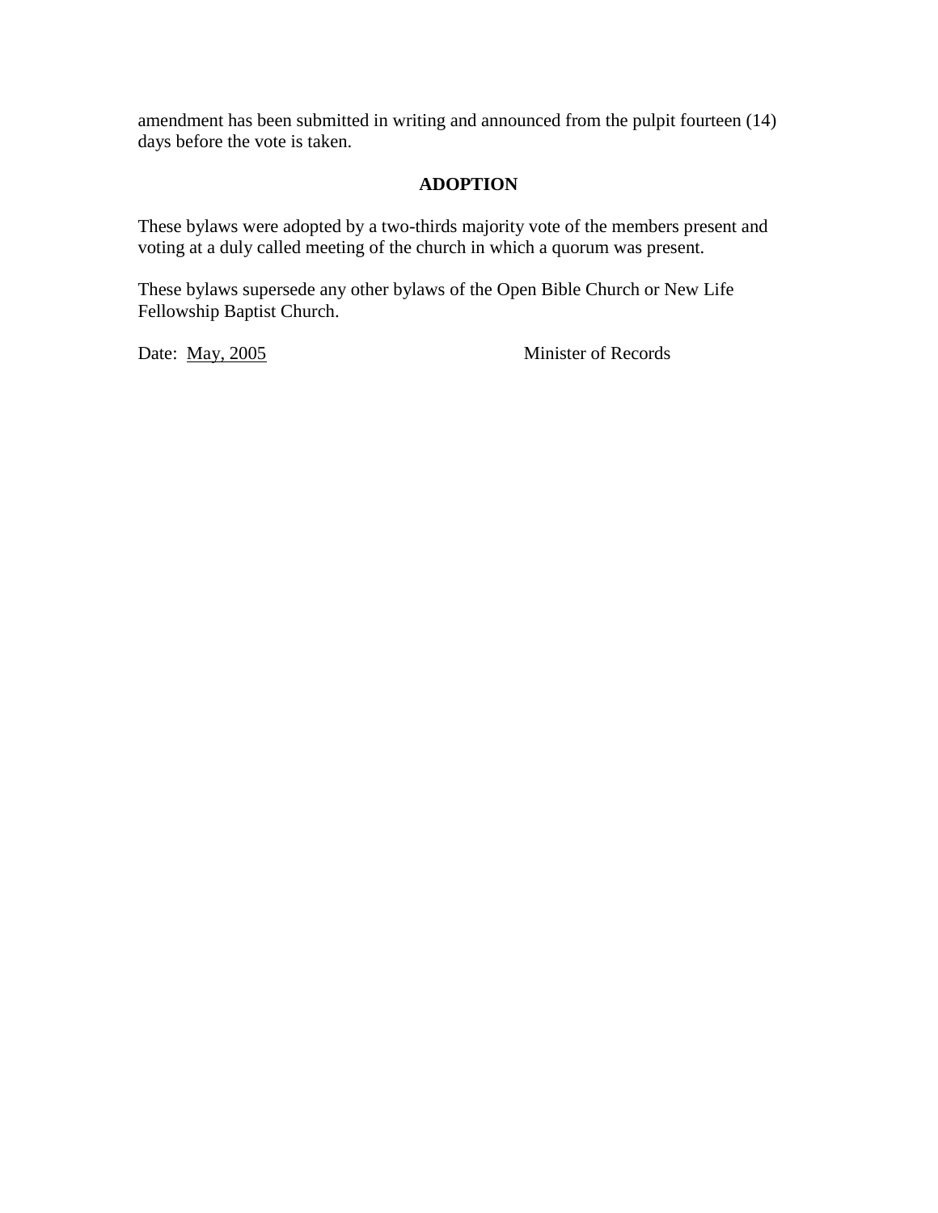amendment has been submitted in writing and announced from the pulpit fourteen (14) days before the vote is taken.

## ADOPTION

These bylaws were adopted by a two-thirds majority vote of the members present and voting at a duly called meeting of the church in which a quorum was present.

These bylaws supersede any other bylaws of the Open Bible Church or New Life Fellowship Baptist Church.

Date: May, 2005 Minister of Records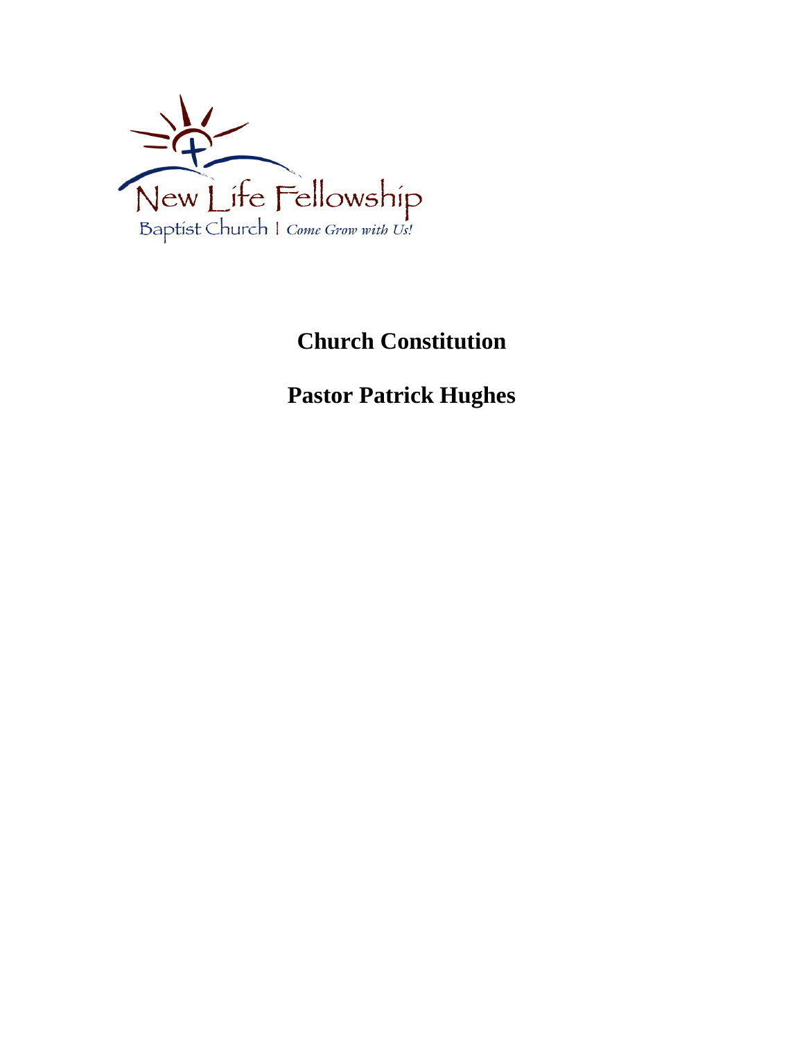New Life Fellowship

Baptist Church | *Come Grow with Us!*

# Church Constitution

# Pastor Patrick Hughes